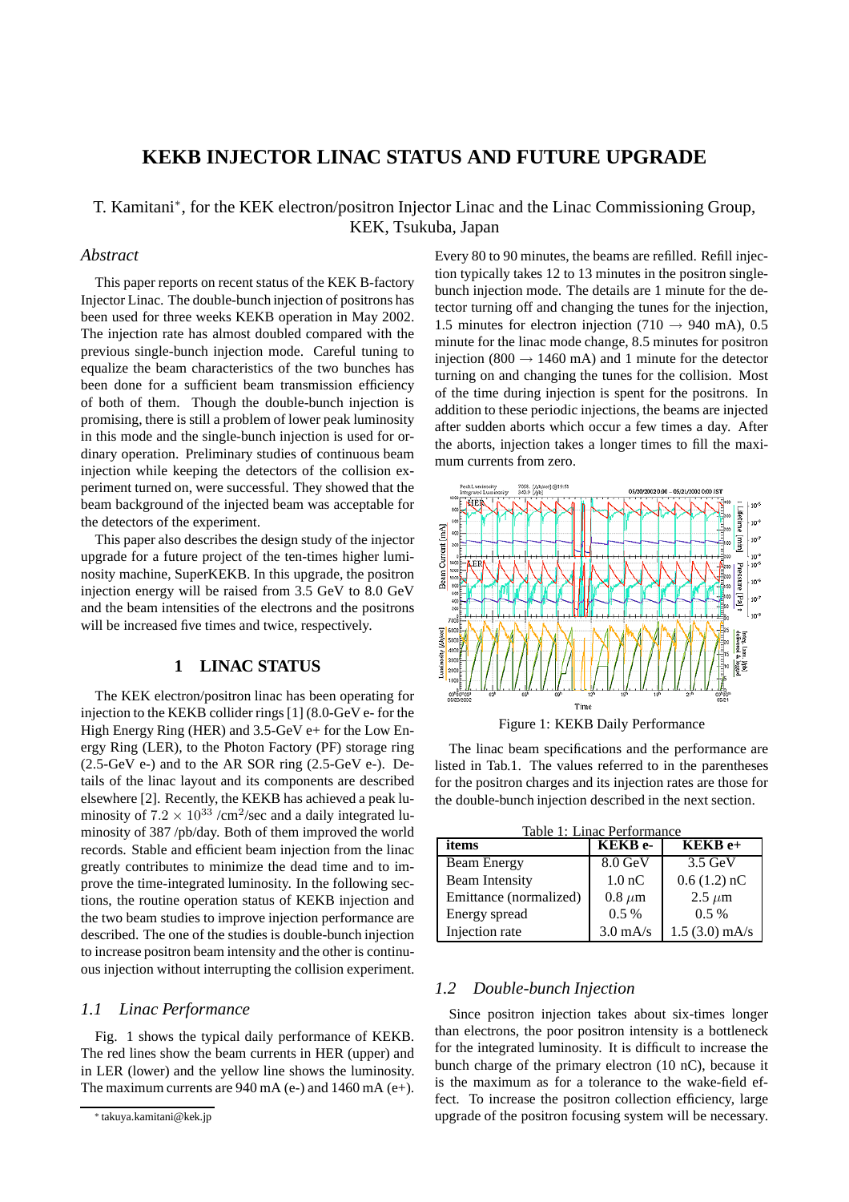# KEKB INJECTOR LINAC STATUS AND FUTURE UPGRADE

T. Kamitani*, for the KEK electron/positron Injector Linac and the Linac Commissioning Group, KEK, Tsukuba, Japan

## *Abstract*

This paper reports on recent status of the KEK B-factory Injector Linac. The double-bunch injection of positrons has been used for three weeks KEKB operation in May 2002. The injection rate has almost doubled compared with the previous single-bunch injection mode. Careful tuning to equalize the beam characteristics of the two bunches has been done for a sufficient beam transmission efficiency of both of them. Though the double-bunch injection is promising, there is still a problem of lower peak luminosity in this mode and the single-bunch injection is used for ordinary operation. Preliminary studies of continuous beam injection while keeping the detectors of the collision experiment turned on, were successful. They showed that the beam background of the injected beam was acceptable for the detectors of the experiment.

This paper also describes the design study of the injector upgrade for a future project of the ten-times higher luminosity machine, SuperKEKB. In this upgrade, the positron injection energy will be raised from 3.5 GeV to 8.0 GeV and the beam intensities of the electrons and the positrons will be increased five times and twice, respectively.

## 1 LINAC STATUS

The KEK electron/positron linac has been operating for injection to the KEKB collider rings [1] (8.0-GeV e- for the High Energy Ring (HER) and 3.5-GeV e+ for the Low Energy Ring (LER), to the Photon Factory (PF) storage ring (2.5-GeV e-) and to the AR SOR ring (2.5-GeV e-). Details of the linac layout and its components are described elsewhere [2]. Recently, the KEKB has achieved a peak luminosity of $7.2 \times 10^{33}$ /cm$^2$/sec and a daily integrated luminosity of 387 /pb/day. Both of them improved the world records. Stable and efficient beam injection from the linac greatly contributes to minimize the dead time and to improve the time-integrated luminosity. In the following sections, the routine operation status of KEKB injection and the two beam studies to improve injection performance are described. The one of the studies is double-bunch injection to increase positron beam intensity and the other is continuous injection without interrupting the collision experiment.

### *1.1 Linac Performance*

Fig. 1 shows the typical daily performance of KEKB. The red lines show the beam currents in HER (upper) and in LER (lower) and the yellow line shows the luminosity. The maximum currents are 940 mA (e-) and 1460 mA (e+). Every 80 to 90 minutes, the beams are refilled. Refill injection typically takes 12 to 13 minutes in the positron single-bunch injection mode. The details are 1 minute for the detector turning off and changing the tunes for the injection, 1.5 minutes for electron injection (710 → 940 mA), 0.5 minute for the linac mode change, 8.5 minutes for positron injection (800 → 1460 mA) and 1 minute for the detector turning on and changing the tunes for the collision. Most of the time during injection is spent for the positrons. In addition to these periodic injections, the beams are injected after sudden aborts which occur a few times a day. After the aborts, injection takes a longer times to fill the maximum currents from zero.

Figure 1: KEKB Daily Performance

The linac beam specifications and the performance are listed in Tab.1. The values referred to in the parentheses for the positron charges and its injection rates are those for the double-bunch injection described in the next section.

Table 1: Linac Performance

| items | KEKB e- | KEKB e+ |
|---|---|---|
| Beam Energy | 8.0 GeV | 3.5 GeV |
| Beam Intensity | 1.0 nC | 0.6 (1.2) nC |
| Emittance (normalized) | 0.8 $\mu$m | 2.5 $\mu$m |
| Energy spread | 0.5 % | 0.5 % |
| Injection rate | 3.0 mA/s | 1.5 (3.0) mA/s |

### *1.2 Double-bunch Injection*

Since positron injection takes about six-times longer than electrons, the poor positron intensity is a bottleneck for the integrated luminosity. It is difficult to increase the bunch charge of the primary electron (10 nC), because it is the maximum as for a tolerance to the wake-field effect. To increase the positron collection efficiency, large upgrade of the positron focusing system will be necessary.

* takuya.kamitani@kek.jp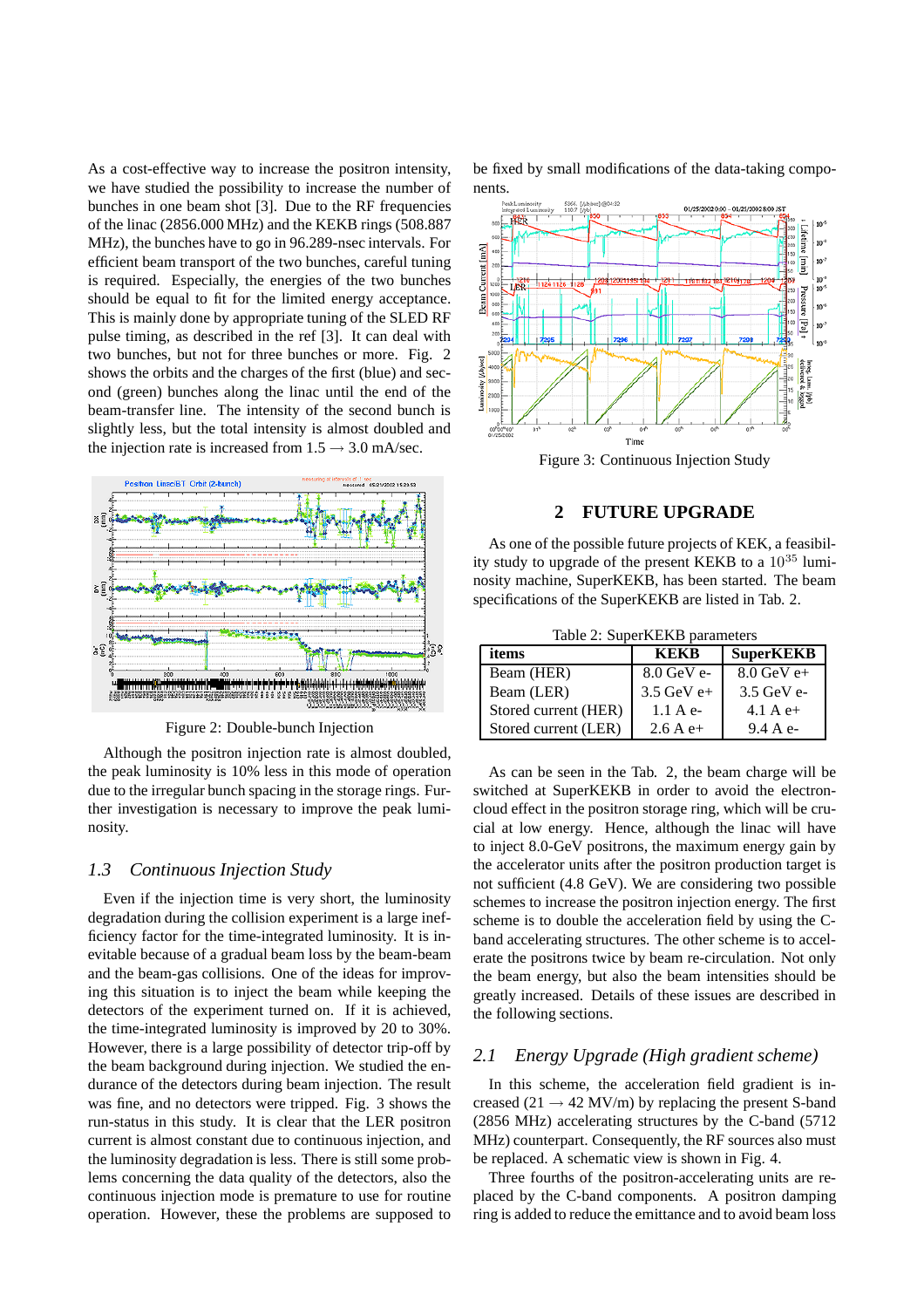As a cost-effective way to increase the positron intensity, we have studied the possibility to increase the number of bunches in one beam shot [3]. Due to the RF frequencies of the linac (2856.000 MHz) and the KEKB rings (508.887 MHz), the bunches have to go in 96.289-nsec intervals. For efficient beam transport of the two bunches, careful tuning is required. Especially, the energies of the two bunches should be equal to fit for the limited energy acceptance. This is mainly done by appropriate tuning of the SLED RF pulse timing, as described in the ref [3]. It can deal with two bunches, but not for three bunches or more. Fig. 2 shows the orbits and the charges of the first (blue) and second (green) bunches along the linac until the end of the beam-transfer line. The intensity of the second bunch is slightly less, but the total intensity is almost doubled and the injection rate is increased from 1.5 $\rightarrow$ 3.0 mA/sec.

Figure 2: Double-bunch Injection

Although the positron injection rate is almost doubled, the peak luminosity is 10% less in this mode of operation due to the irregular bunch spacing in the storage rings. Further investigation is necessary to improve the peak luminosity.

### 1.3 Continuous Injection Study

Even if the injection time is very short, the luminosity degradation during the collision experiment is a large inefficiency factor for the time-integrated luminosity. It is inevitable because of a gradual beam loss by the beam-beam and the beam-gas collisions. One of the ideas for improving this situation is to inject the beam while keeping the detectors of the experiment turned on. If it is achieved, the time-integrated luminosity is improved by 20 to 30%. However, there is a large possibility of detector trip-off by the beam background during injection. We studied the endurance of the detectors during beam injection. The result was fine, and no detectors were tripped. Fig. 3 shows the run-status in this study. It is clear that the LER positron current is almost constant due to continuous injection, and the luminosity degradation is less. There is still some problems concerning the data quality of the detectors, also the continuous injection mode is premature to use for routine operation. However, these the problems are supposed to be fixed by small modifications of the data-taking components.

Figure 3: Continuous Injection Study

## 2 FUTURE UPGRADE

As one of the possible future projects of KEK, a feasibility study to upgrade of the present KEKB to a $10^{35}$ luminosity machine, SuperKEKB, has been started. The beam specifications of the SuperKEKB are listed in Tab. 2.

Table 2: SuperKEKB parameters

| items | KEKB | SuperKEKB |
|---|---|---|
| Beam (HER) | 8.0 GeV e- | 8.0 GeV e+ |
| Beam (LER) | 3.5 GeV e+ | 3.5 GeV e- |
| Stored current (HER) | 1.1 A e- | 4.1 A e+ |
| Stored current (LER) | 2.6 A e+ | 9.4 A e- |

As can be seen in the Tab. 2, the beam charge will be switched at SuperKEKB in order to avoid the electron-cloud effect in the positron storage ring, which will be crucial at low energy. Hence, although the linac will have to inject 8.0-GeV positrons, the maximum energy gain by the accelerator units after the positron production target is not sufficient (4.8 GeV). We are considering two possible schemes to increase the positron injection energy. The first scheme is to double the acceleration field by using the C-band accelerating structures. The other scheme is to accelerate the positrons twice by beam re-circulation. Not only the beam energy, but also the beam intensities should be greatly increased. Details of these issues are described in the following sections.

### 2.1 Energy Upgrade (High gradient scheme)

In this scheme, the acceleration field gradient is increased (21 $\rightarrow$ 42 MV/m) by replacing the present S-band (2856 MHz) accelerating structures by the C-band (5712 MHz) counterpart. Consequently, the RF sources also must be replaced. A schematic view is shown in Fig. 4.

Three fourths of the positron-accelerating units are replaced by the C-band components. A positron damping ring is added to reduce the emittance and to avoid beam loss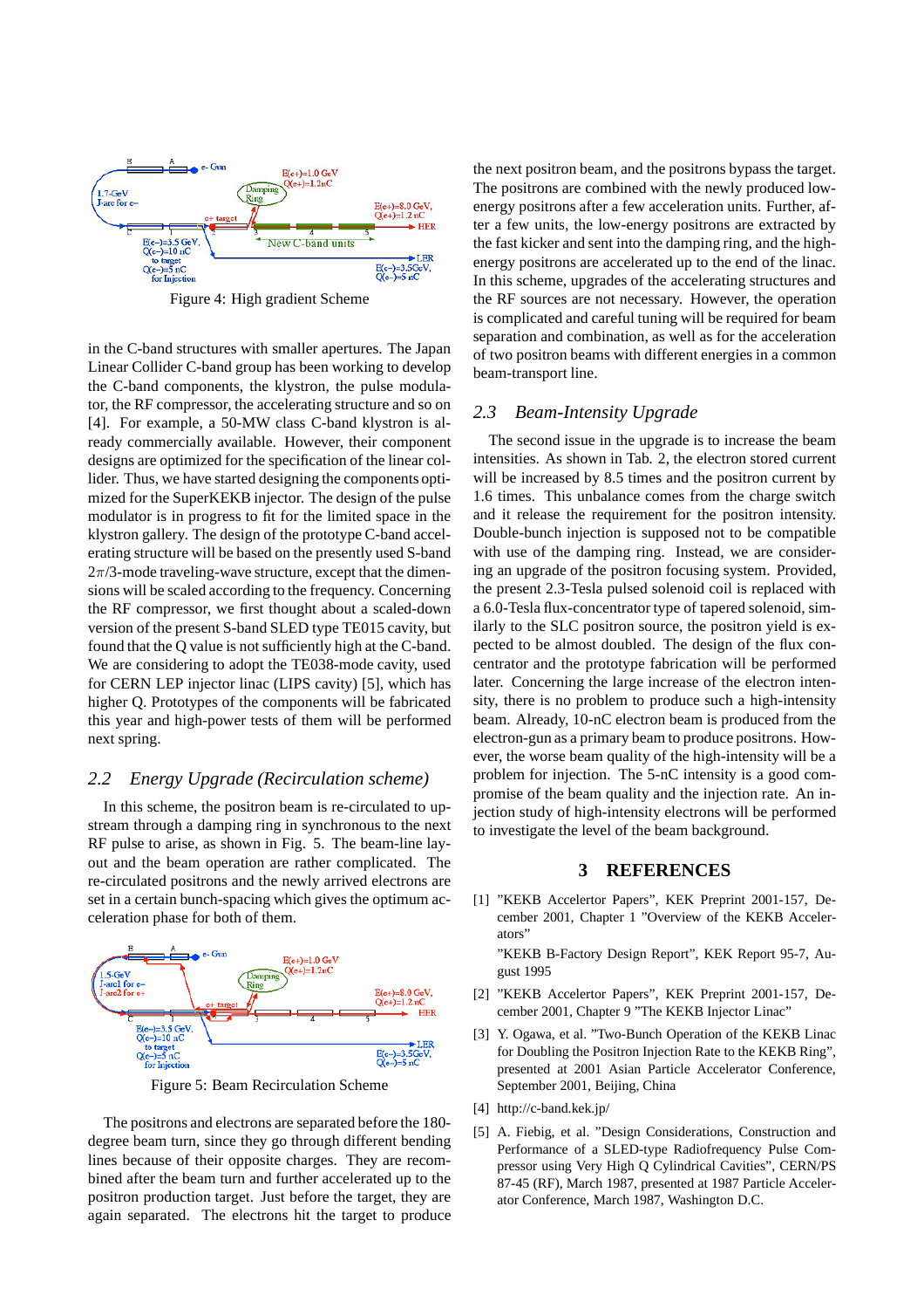B
A
e- Gun
1.7-GeV
J-arc for e−
Damping Ring
E(e+)=1.0 GeV
Q(e+)=1.2nC
e+ target
E(e+)=8.0 GeV,
Q(e+)=1.2 nC
HER
C
1
2
3
4
5
E(e−)=3.5 GeV,
Q(e−)=10 nC
to target
Q(e−)=5 nC
for Injection
New C-band units
LER
E(e−)=3.5GeV,
Q(e−)=5 nC

Figure 4: High gradient Scheme

in the C-band structures with smaller apertures. The Japan Linear Collider C-band group has been working to develop the C-band components, the klystron, the pulse modulator, the RF compressor, the accelerating structure and so on [4]. For example, a 50-MW class C-band klystron is already commercially available. However, their component designs are optimized for the specification of the linear collider. Thus, we have started designing the components optimized for the SuperKEKB injector. The design of the pulse modulator is in progress to fit for the limited space in the klystron gallery. The design of the prototype C-band accelerating structure will be based on the presently used S-band $2\pi/3$-mode traveling-wave structure, except that the dimensions will be scaled according to the frequency. Concerning the RF compressor, we first thought about a scaled-down version of the present S-band SLED type TE015 cavity, but found that the Q value is not sufficiently high at the C-band. We are considering to adopt the TE038-mode cavity, used for CERN LEP injector linac (LIPS cavity) [5], which has higher Q. Prototypes of the components will be fabricated this year and high-power tests of them will be performed next spring.

## 2.2 *Energy Upgrade (Recirculation scheme)*

In this scheme, the positron beam is re-circulated to upstream through a damping ring in synchronous to the next RF pulse to arise, as shown in Fig. 5. The beam-line layout and the beam operation are rather complicated. The re-circulated positrons and the newly arrived electrons are set in a certain bunch-spacing which gives the optimum acceleration phase for both of them.

B
A
e- Gun
1.5-GeV
J-arc1 for e−
J-arc2 for e+
Damping Ring
E(e+)=1.0 GeV
Q(e+)=1.2nC
e+ target
E(e+)=8.0 GeV,
Q(e+)=1.2 nC
HER
C
1
2
3
4
5
E(e−)=3.5 GeV,
Q(e−)=10 nC
to target
Q(e−)=5 nC
for Injection
LER
E(e−)=3.5GeV,
Q(e−)=5 nC

Figure 5: Beam Recirculation Scheme

The positrons and electrons are separated before the 180-degree beam turn, since they go through different bending lines because of their opposite charges. They are recombined after the beam turn and further accelerated up to the positron production target. Just before the target, they are again separated. The electrons hit the target to produce the next positron beam, and the positrons bypass the target. The positrons are combined with the newly produced low-energy positrons after a few acceleration units. Further, after a few units, the low-energy positrons are extracted by the fast kicker and sent into the damping ring, and the high-energy positrons are accelerated up to the end of the linac. In this scheme, upgrades of the accelerating structures and the RF sources are not necessary. However, the operation is complicated and careful tuning will be required for beam separation and combination, as well as for the acceleration of two positron beams with different energies in a common beam-transport line.

## 2.3 *Beam-Intensity Upgrade*

The second issue in the upgrade is to increase the beam intensities. As shown in Tab. 2, the electron stored current will be increased by 8.5 times and the positron current by 1.6 times. This unbalance comes from the charge switch and it release the requirement for the positron intensity. Double-bunch injection is supposed not to be compatible with use of the damping ring. Instead, we are considering an upgrade of the positron focusing system. Provided, the present 2.3-Tesla pulsed solenoid coil is replaced with a 6.0-Tesla flux-concentrator type of tapered solenoid, similarly to the SLC positron source, the positron yield is expected to be almost doubled. The design of the flux concentrator and the prototype fabrication will be performed later. Concerning the large increase of the electron intensity, there is no problem to produce such a high-intensity beam. Already, 10-nC electron beam is produced from the electron-gun as a primary beam to produce positrons. However, the worse beam quality of the high-intensity will be a problem for injection. The 5-nC intensity is a good compromise of the beam quality and the injection rate. An injection study of high-intensity electrons will be performed to investigate the level of the beam background.

# 3 REFERENCES

[1] "KEKB Accelertor Papers", KEK Preprint 2001-157, December 2001, Chapter 1 "Overview of the KEKB Accelerators"

"KEKB B-Factory Design Report", KEK Report 95-7, August 1995

[2] "KEKB Accelertor Papers", KEK Preprint 2001-157, December 2001, Chapter 9 "The KEKB Injector Linac"

[3] Y. Ogawa, et al. "Two-Bunch Operation of the KEKB Linac for Doubling the Positron Injection Rate to the KEKB Ring", presented at 2001 Asian Particle Accelerator Conference, September 2001, Beijing, China

[4] http://c-band.kek.jp/

[5] A. Fiebig, et al. "Design Considerations, Construction and Performance of a SLED-type Radiofrequency Pulse Compressor using Very High Q Cylindrical Cavities", CERN/PS 87-45 (RF), March 1987, presented at 1987 Particle Accelerator Conference, March 1987, Washington D.C.